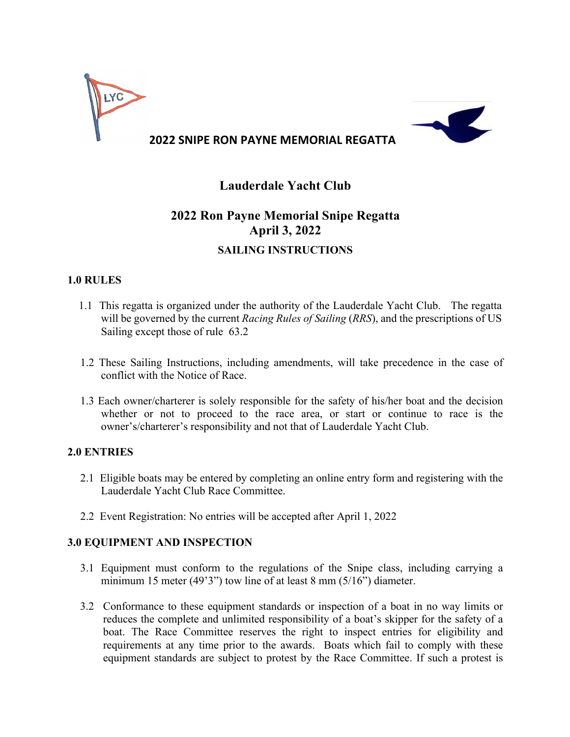# 2022 SNIPE RON PAYNE MEMORIAL REGATTA

## Lauderdale Yacht Club

## 2022 Ron Payne Memorial Snipe Regatta
## April 3, 2022

### SAILING INSTRUCTIONS

**1.0 RULES**

1.1 This regatta is organized under the authority of the Lauderdale Yacht Club. The regatta will be governed by the current *Racing Rules of Sailing* (*RRS*), and the prescriptions of US Sailing except those of rule 63.2

1.2 These Sailing Instructions, including amendments, will take precedence in the case of conflict with the Notice of Race.

1.3 Each owner/charterer is solely responsible for the safety of his/her boat and the decision whether or not to proceed to the race area, or start or continue to race is the owner's/charterer's responsibility and not that of Lauderdale Yacht Club.

**2.0 ENTRIES**

2.1 Eligible boats may be entered by completing an online entry form and registering with the Lauderdale Yacht Club Race Committee.

2.2 Event Registration: No entries will be accepted after April 1, 2022

**3.0 EQUIPMENT AND INSPECTION**

3.1 Equipment must conform to the regulations of the Snipe class, including carrying a minimum 15 meter (49'3") tow line of at least 8 mm (5/16") diameter.

3.2 Conformance to these equipment standards or inspection of a boat in no way limits or reduces the complete and unlimited responsibility of a boat's skipper for the safety of a boat. The Race Committee reserves the right to inspect entries for eligibility and requirements at any time prior to the awards. Boats which fail to comply with these equipment standards are subject to protest by the Race Committee. If such a protest is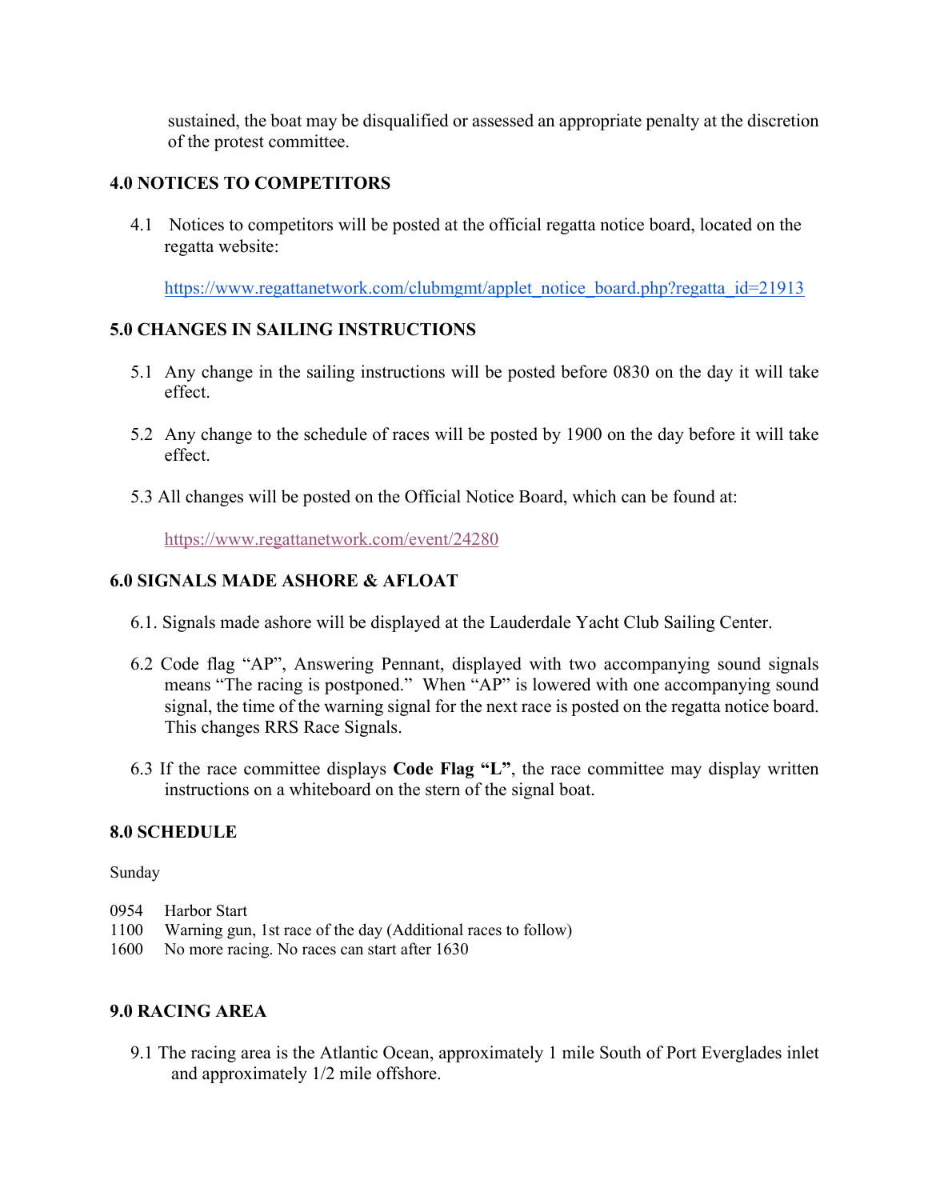sustained, the boat may be disqualified or assessed an appropriate penalty at the discretion of the protest committee.

## 4.0 NOTICES TO COMPETITORS

4.1 Notices to competitors will be posted at the official regatta notice board, located on the regatta website:

https://www.regattanetwork.com/clubmgmt/applet_notice_board.php?regatta_id=21913

## 5.0 CHANGES IN SAILING INSTRUCTIONS

5.1 Any change in the sailing instructions will be posted before 0830 on the day it will take effect.

5.2 Any change to the schedule of races will be posted by 1900 on the day before it will take effect.

5.3 All changes will be posted on the Official Notice Board, which can be found at:

https://www.regattanetwork.com/event/24280

## 6.0 SIGNALS MADE ASHORE & AFLOAT

6.1. Signals made ashore will be displayed at the Lauderdale Yacht Club Sailing Center.

6.2 Code flag "AP", Answering Pennant, displayed with two accompanying sound signals means "The racing is postponed." When "AP" is lowered with one accompanying sound signal, the time of the warning signal for the next race is posted on the regatta notice board. This changes RRS Race Signals.

6.3 If the race committee displays **Code Flag "L"**, the race committee may display written instructions on a whiteboard on the stern of the signal boat.

## 8.0 SCHEDULE

Sunday

0954 Harbor Start
1100 Warning gun, 1st race of the day (Additional races to follow)
1600 No more racing. No races can start after 1630

## 9.0 RACING AREA

9.1 The racing area is the Atlantic Ocean, approximately 1 mile South of Port Everglades inlet and approximately 1/2 mile offshore.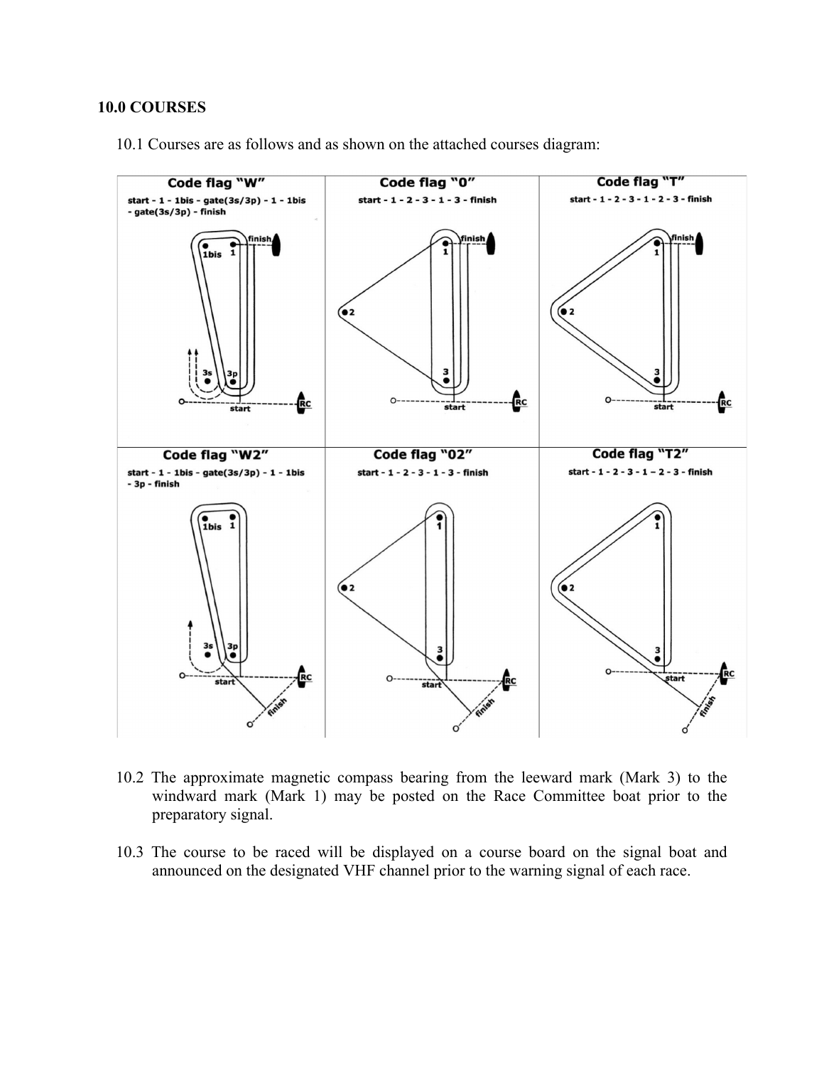## 10.0 COURSES

10.1 Courses are as follows and as shown on the attached courses diagram:

**Code flag "W"**

start - 1 - 1bis - gate(3s/3p) - 1 - 1bis - gate(3s/3p) - finish

**Code flag "0"**

start - 1 - 2 - 3 - 1 - 3 - finish

**Code flag "T"**

start - 1 - 2 - 3 - 1 - 2 - 3 - finish

**Code flag "W2"**

start - 1 - 1bis - gate(3s/3p) - 1 - 1bis - 3p - finish

**Code flag "02"**

start - 1 - 2 - 3 - 1 - 3 - finish

**Code flag "T2"**

start - 1 - 2 - 3 - 1 – 2 - 3 - finish

10.2 The approximate magnetic compass bearing from the leeward mark (Mark 3) to the windward mark (Mark 1) may be posted on the Race Committee boat prior to the preparatory signal.

10.3 The course to be raced will be displayed on a course board on the signal boat and announced on the designated VHF channel prior to the warning signal of each race.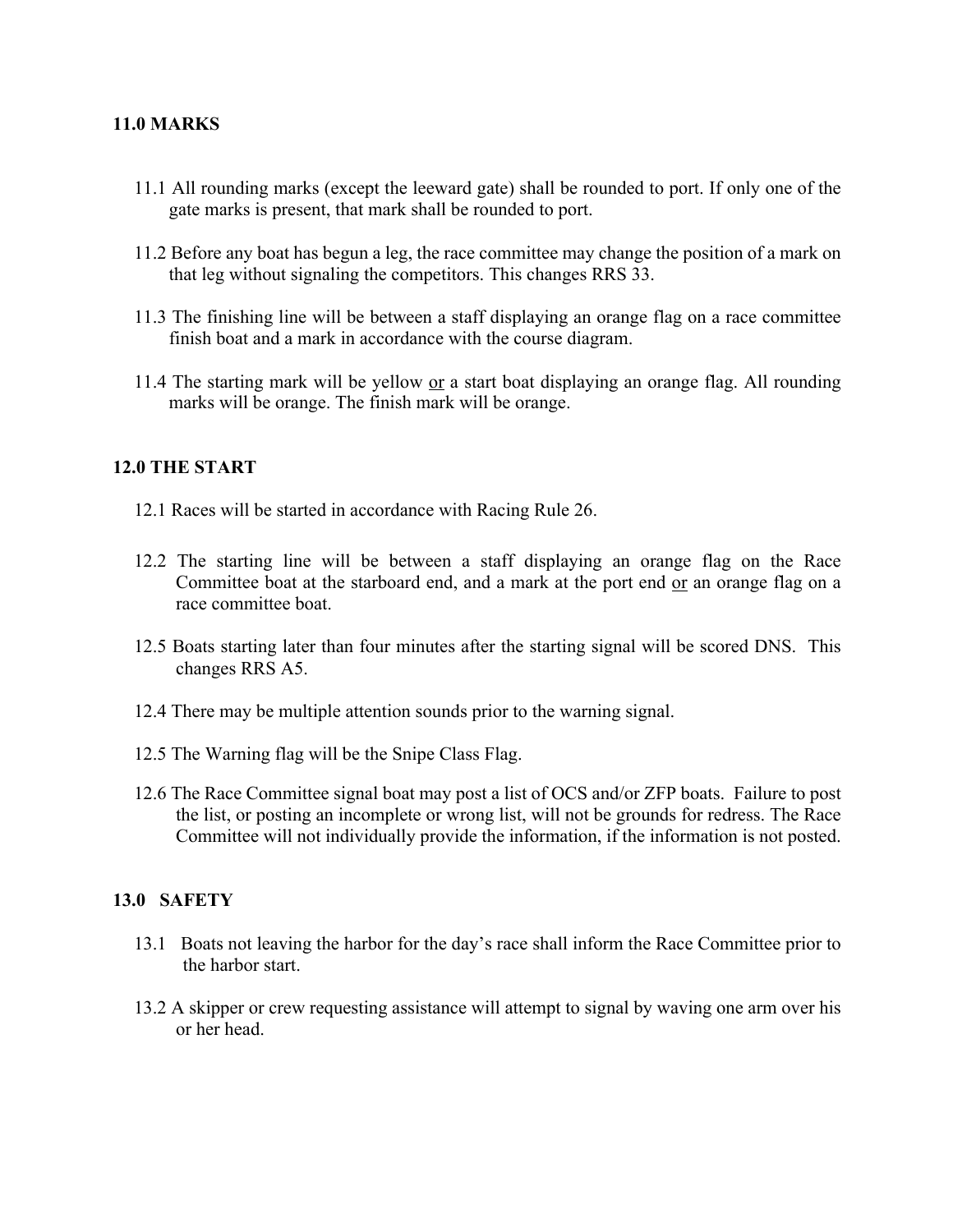## 11.0 MARKS

11.1 All rounding marks (except the leeward gate) shall be rounded to port. If only one of the gate marks is present, that mark shall be rounded to port.

11.2 Before any boat has begun a leg, the race committee may change the position of a mark on that leg without signaling the competitors. This changes RRS 33.

11.3 The finishing line will be between a staff displaying an orange flag on a race committee finish boat and a mark in accordance with the course diagram.

11.4 The starting mark will be yellow <u>or</u> a start boat displaying an orange flag. All rounding marks will be orange. The finish mark will be orange.

## 12.0 THE START

12.1 Races will be started in accordance with Racing Rule 26.

12.2 The starting line will be between a staff displaying an orange flag on the Race Committee boat at the starboard end, and a mark at the port end <u>or</u> an orange flag on a race committee boat.

12.5 Boats starting later than four minutes after the starting signal will be scored DNS. This changes RRS A5.

12.4 There may be multiple attention sounds prior to the warning signal.

12.5 The Warning flag will be the Snipe Class Flag.

12.6 The Race Committee signal boat may post a list of OCS and/or ZFP boats. Failure to post the list, or posting an incomplete or wrong list, will not be grounds for redress. The Race Committee will not individually provide the information, if the information is not posted.

## 13.0 SAFETY

13.1 Boats not leaving the harbor for the day's race shall inform the Race Committee prior to the harbor start.

13.2 A skipper or crew requesting assistance will attempt to signal by waving one arm over his or her head.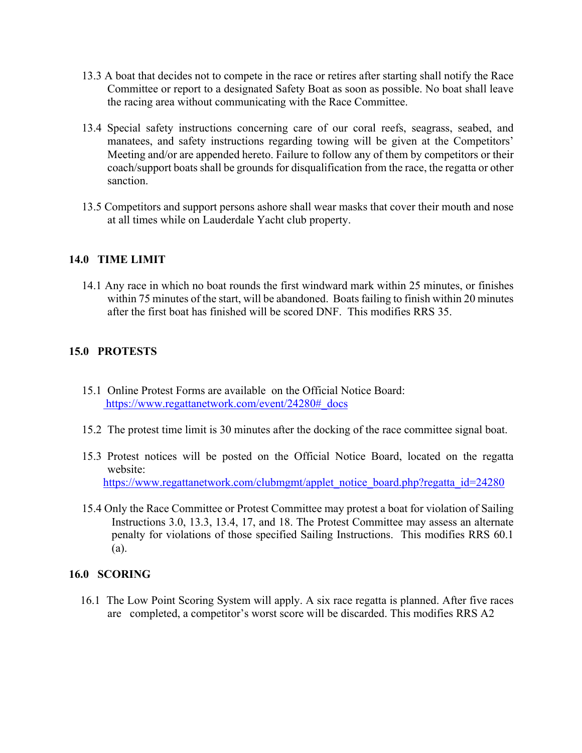13.3 A boat that decides not to compete in the race or retires after starting shall notify the Race Committee or report to a designated Safety Boat as soon as possible. No boat shall leave the racing area without communicating with the Race Committee.

13.4 Special safety instructions concerning care of our coral reefs, seagrass, seabed, and manatees, and safety instructions regarding towing will be given at the Competitors' Meeting and/or are appended hereto. Failure to follow any of them by competitors or their coach/support boats shall be grounds for disqualification from the race, the regatta or other sanction.

13.5 Competitors and support persons ashore shall wear masks that cover their mouth and nose at all times while on Lauderdale Yacht club property.

## 14.0 TIME LIMIT

14.1 Any race in which no boat rounds the first windward mark within 25 minutes, or finishes within 75 minutes of the start, will be abandoned. Boats failing to finish within 20 minutes after the first boat has finished will be scored DNF. This modifies RRS 35.

## 15.0 PROTESTS

15.1 Online Protest Forms are available on the Official Notice Board: https://www.regattanetwork.com/event/24280#_docs

15.2 The protest time limit is 30 minutes after the docking of the race committee signal boat.

15.3 Protest notices will be posted on the Official Notice Board, located on the regatta website: https://www.regattanetwork.com/clubmgmt/applet_notice_board.php?regatta_id=24280

15.4 Only the Race Committee or Protest Committee may protest a boat for violation of Sailing Instructions 3.0, 13.3, 13.4, 17, and 18. The Protest Committee may assess an alternate penalty for violations of those specified Sailing Instructions. This modifies RRS 60.1 (a).

## 16.0 SCORING

16.1 The Low Point Scoring System will apply. A six race regatta is planned. After five races are completed, a competitor's worst score will be discarded. This modifies RRS A2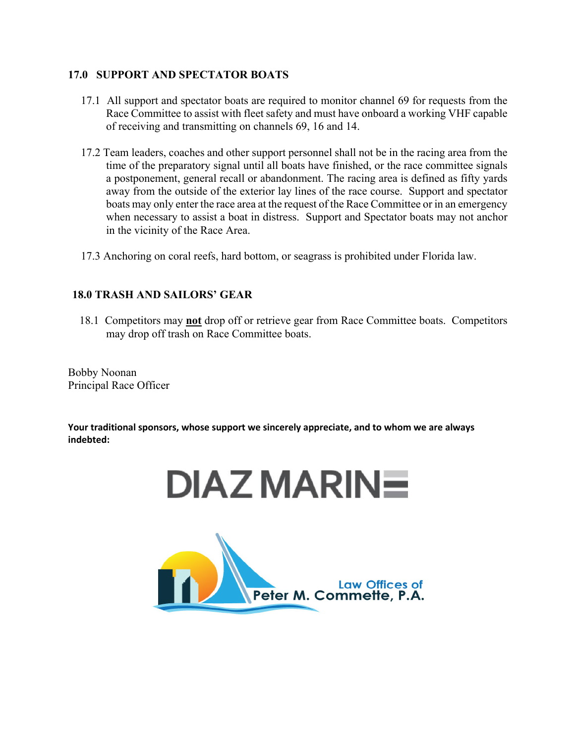## 17.0 SUPPORT AND SPECTATOR BOATS

17.1 All support and spectator boats are required to monitor channel 69 for requests from the Race Committee to assist with fleet safety and must have onboard a working VHF capable of receiving and transmitting on channels 69, 16 and 14.

17.2 Team leaders, coaches and other support personnel shall not be in the racing area from the time of the preparatory signal until all boats have finished, or the race committee signals a postponement, general recall or abandonment. The racing area is defined as fifty yards away from the outside of the exterior lay lines of the race course. Support and spectator boats may only enter the race area at the request of the Race Committee or in an emergency when necessary to assist a boat in distress. Support and Spectator boats may not anchor in the vicinity of the Race Area.

17.3 Anchoring on coral reefs, hard bottom, or seagrass is prohibited under Florida law.

## 18.0 TRASH AND SAILORS' GEAR

18.1 Competitors may **not** drop off or retrieve gear from Race Committee boats. Competitors may drop off trash on Race Committee boats.

Bobby Noonan
Principal Race Officer

**Your traditional sponsors, whose support we sincerely appreciate, and to whom we are always indebted:**

DIAZ MARINE

Law Offices of
Peter M. Commette, P.A.